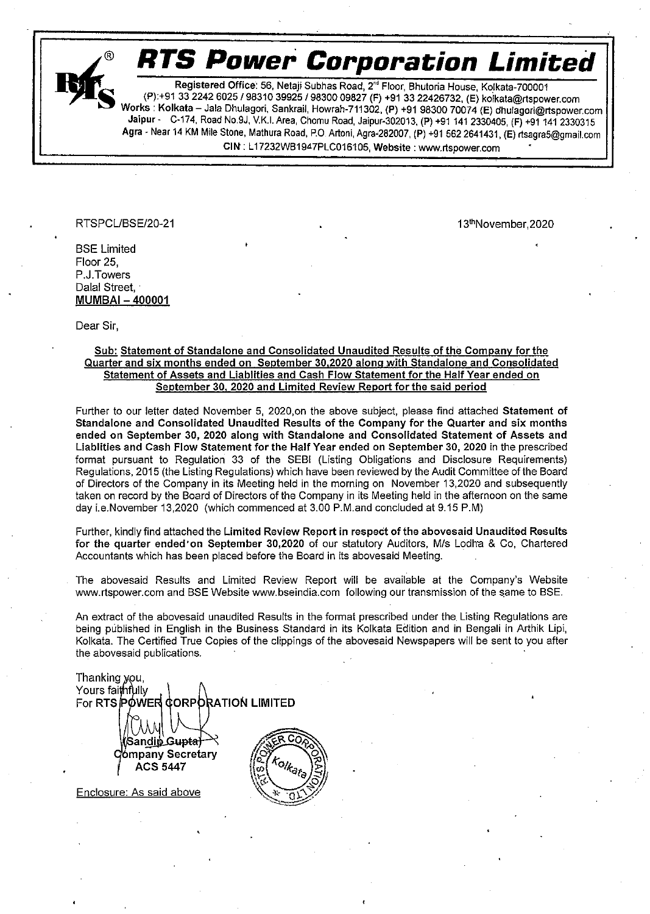# RTS Power Corporation Limited

Registered Office: 56, Netaji Subhas Road, 2[nd] Floor, Bhutoria House, Kolkata-700001
(P):+91 33 2242 6025 / 98310 39925 / 98300 09827 (F) +91 33 22426732, (E) kolkata@rtspower.com
Works : Kolkata – Jala Dhulagori, Sankrail, Howrah-711302, (P) +91 98300 70074 (E) dhulagori@rtspower.com
Jaipur - C-174, Road No.9J, V.K.I. Area, Chomu Road, Jaipur-302013, (P) +91 141 2330405, (F) +91 141 2330315
Agra - Near 14 KM Mile Stone, Mathura Road, P.O Artoni, Agra-282007, (P) +91 562 2641431, (E) rtsagra5@gmail.com
CIN : L17232WB1947PLC016105, Website : www.rtspower.com

RTSPCL/BSE/20-21

13[th]November,2020

BSE Limited
Floor 25,
P.J.Towers
Dalal Street,
**MUMBAI – 400001**

Dear Sir,

**Sub: Statement of Standalone and Consolidated Unaudited Results of the Company for the Quarter and six months ended on September 30,2020 along with Standalone and Consolidated Statement of Assets and Liablities and Cash Flow Statement for the Half Year ended on September 30, 2020 and Limited Review Report for the said period**

Further to our letter dated November 5, 2020,on the above subject, please find attached **Statement of Standalone and Consolidated Unaudited Results of the Company for the Quarter and six months ended on September 30, 2020 along with Standalone and Consolidated Statement of Assets and Liablities and Cash Flow Statement for the Half Year ended on September 30, 2020** in the prescribed format pursuant to Regulation 33 of the SEBI (Listing Obligations and Disclosure Requirements) Regulations, 2015 (the Listing Regulations) which have been reviewed by the Audit Committee of the Board of Directors of the Company in its Meeting held in the morning on November 13,2020 and subsequently taken on record by the Board of Directors of the Company in its Meeting held in the afternoon on the same day i.e.November 13,2020 (which commenced at 3.00 P.M.and concluded at 9.15 P.M)

Further, kindly find attached the **Limited Review Report in respect of the abovesaid Unaudited Results for the quarter ended on September 30,2020** of our statutory Auditors, M/s Lodha & Co, Chartered Accountants which has been placed before the Board in its abovesaid Meeting.

The abovesaid Results and Limited Review Report will be available at the Company's Website www.rtspower.com and BSE Website www.bseindia.com following our transmission of the same to BSE.

An extract of the abovesaid unaudited Results in the format prescribed under the Listing Regulations are being published in English in the Business Standard in its Kolkata Edition and in Bengali in Arthik Lipi, Kolkata. The Certified True Copies of the clippings of the abovesaid Newspapers will be sent to you after the abovesaid publications.

Thanking you,
Yours faithfully
For **RTS POWER CORPORATION LIMITED**

**(Sandip Gupta)**
**Company Secretary**
**ACS 5447**

Enclosure: As said above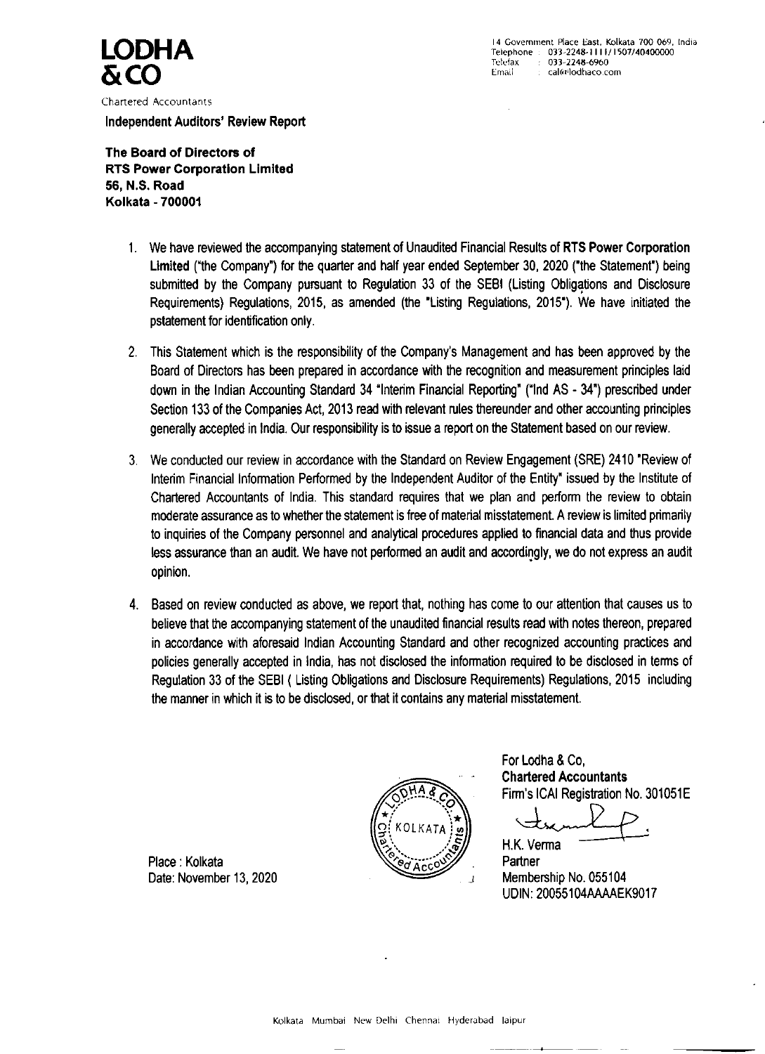**LODHA & CO**

Chartered Accountants

14 Government Place East, Kolkata 700 069, India
Telephone : 033-2248-1111/1507/40400000
Telefax : 033-2248-6960
Email : cal@lodhaco.com

**Independent Auditors' Review Report**

**The Board of Directors of**
**RTS Power Corporation Limited**
**56, N.S. Road**
**Kolkata - 700001**

1. We have reviewed the accompanying statement of Unaudited Financial Results of **RTS Power Corporation Limited** ("the Company") for the quarter and half year ended September 30, 2020 ("the Statement") being submitted by the Company pursuant to Regulation 33 of the SEBI (Listing Obligations and Disclosure Requirements) Regulations, 2015, as amended (the "Listing Regulations, 2015"). We have initiated the pstatement for identification only.

2. This Statement which is the responsibility of the Company's Management and has been approved by the Board of Directors has been prepared in accordance with the recognition and measurement principles laid down in the Indian Accounting Standard 34 "Interim Financial Reporting" ("Ind AS - 34") prescribed under Section 133 of the Companies Act, 2013 read with relevant rules thereunder and other accounting principles generally accepted in India. Our responsibility is to issue a report on the Statement based on our review.

3. We conducted our review in accordance with the Standard on Review Engagement (SRE) 2410 "Review of Interim Financial Information Performed by the Independent Auditor of the Entity" issued by the Institute of Chartered Accountants of India. This standard requires that we plan and perform the review to obtain moderate assurance as to whether the statement is free of material misstatement. A review is limited primarily to inquiries of the Company personnel and analytical procedures applied to financial data and thus provide less assurance than an audit. We have not performed an audit and accordingly, we do not express an audit opinion.

4. Based on review conducted as above, we report that, nothing has come to our attention that causes us to believe that the accompanying statement of the unaudited financial results read with notes thereon, prepared in accordance with aforesaid Indian Accounting Standard and other recognized accounting practices and policies generally accepted in India, has not disclosed the information required to be disclosed in terms of Regulation 33 of the SEBI ( Listing Obligations and Disclosure Requirements) Regulations, 2015 including the manner in which it is to be disclosed, or that it contains any material misstatement.

Place : Kolkata
Date: November 13, 2020

For Lodha & Co,
**Chartered Accountants**
Firm's ICAI Registration No. 301051E

H.K. Verma
Partner
Membership No. 055104
UDIN: 20055104AAAAEK9017

Kolkata Mumbai New Delhi Chennai Hyderabad Jaipur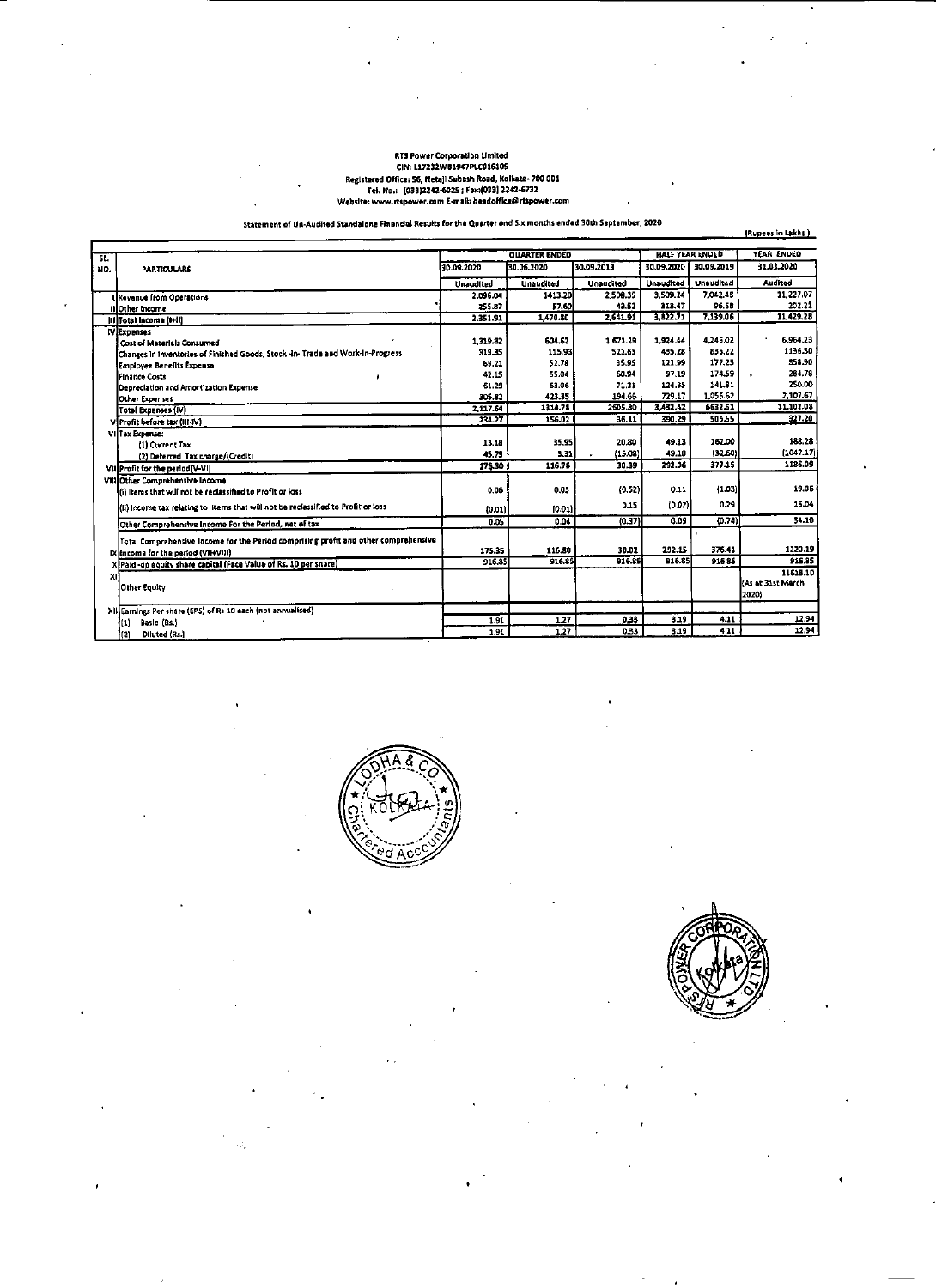RTS Power Corporation Limited
CIN: L17232WB1947PLC016105
Registered Office: 56, Netaji Subash Road, Kolkata- 700 001
Tel. No.: (033)2242-6025 ; Fax:(033) 2242-6732
Website: www.rtspower.com E-mail: headoffice@rtspower.com

Statement of Un-Audited Standalone Financial Results for the Quarter and Six months ended 30th September, 2020

(Rupees in Lakhs)

| SL. NO. | PARTICULARS | QUARTER ENDED | | | HALF YEAR ENDED | | YEAR ENDED |
|---|---|---|---|---|---|---|---|
| | | 30.09.2020 | 30.06.2020 | 30.09.2019 | 30.09.2020 | 30.09.2019 | 31.03.2020 |
| | | Unaudited | Unaudited | Unaudited | Unaudited | Unaudited | Audited |
| I | Revenue from Operations | 2,096.04 | 1413.20 | 2,598.39 | 3,509.24 | 7,042.48 | 11,227.07 |
| II | Other Income | 255.87 | 57.60 | 43.52 | 313.47 | 96.58 | 202.21 |
| III | Total Income (I+II) | 2,351.91 | 1,470.80 | 2,641.91 | 3,822.71 | 7,139.06 | 11,429.28 |
| IV | Expenses | | | | | | |
| | Cost of Materials Consumed | 1,319.82 | 604.62 | 1,671.29 | 1,924.44 | 4,246.02 | 6,964.23 |
| | Changes in Inventories of Finished Goods, Stock -in- Trade and Work-in-Progress | 319.35 | 115.93 | 521.65 | 435.28 | 838.22 | 1136.50 |
| | Employee Benefits Expense | 69.21 | 52.78 | 85.95 | 121.99 | 177.25 | 358.90 |
| | Finance Costs | 42.15 | 55.04 | 60.94 | 97.19 | 174.59 | 284.78 |
| | Depreciation and Amortization Expense | 61.29 | 63.06 | 71.31 | 124.35 | 141.81 | 250.00 |
| | Other Expenses | 305.82 | 423.35 | 194.66 | 729.17 | 1,056.62 | 2,107.67 |
| | Total Expenses (IV) | 2,117.64 | 1314.78 | 2605.80 | 3,432.42 | 6632.51 | 11,102.08 |
| V | Profit before tax (III-IV) | 234.27 | 156.02 | 36.11 | 390.29 | 506.55 | 327.20 |
| VI | Tax Expense: | | | | | | |
| | (1) Current Tax | 13.18 | 35.95 | 20.80 | 49.13 | 162.00 | 188.28 |
| | (2) Deferred Tax charge/(Credit) | 45.79 | 3.31 | (15.08) | 49.10 | (32.60) | (1047.17) |
| VII | Profit for the period(V-VI) | 175.30 | 116.76 | 30.39 | 292.06 | 377.15 | 1186.09 |
| VIII | Other Comprehensive Income | | | | | | |
| | (i) Items that will not be reclassified to Profit or loss | 0.06 | 0.05 | (0.52) | 0.11 | (1.03) | 19.06 |
| | (ii) Income tax relating to items that will not be reclassified to Profit or loss | (0.01) | (0.01) | 0.15 | (0.02) | 0.29 | 15.04 |
| | Other Comprehensive Income For the Period, net of tax | 0.05 | 0.04 | (0.37) | 0.09 | (0.74) | 34.10 |
| IX | Total Comprehensive Income for the Period comprising profit and other comprehensive income for the period (VII+VIII) | 175.35 | 116.80 | 30.02 | 292.15 | 376.41 | 1220.19 |
| X | Paid -up equity share capital (Face Value of Rs. 10 per share) | 916.85 | 916.85 | 916.85 | 916.85 | 916.85 | 916.85 |
| XI | Other Equity | | | | | | 11618.10 (As at 31st March 2020) |
| XII | Earnings Per share (EPS) of Rs 10 each (not annualised) | | | | | | |
| | (1) Basic (Rs.) | 1.91 | 1.27 | 0.33 | 3.19 | 4.11 | 12.94 |
| | (2) Diluted (Rs.) | 1.91 | 1.27 | 0.33 | 3.19 | 4.11 | 12.94 |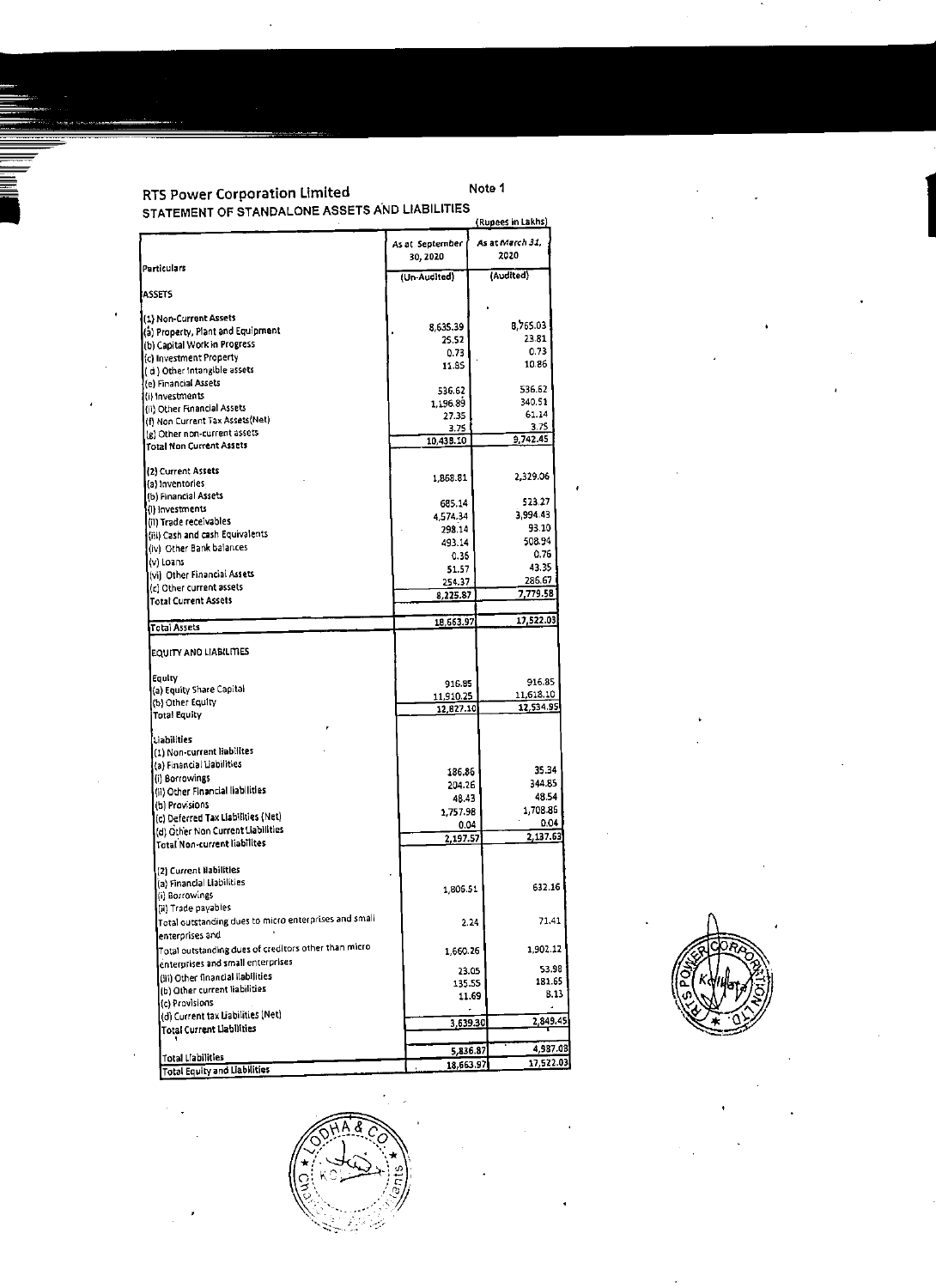# RTS Power Corporation Limited

Note 1

## STATEMENT OF STANDALONE ASSETS AND LIABILITIES

(Rupees in Lakhs)

| Particulars | As at September 30, 2020 | As at March 31, 2020 |
|---|---|---|
| | (Un-Audited) | (Audited) |
| **ASSETS** | | |
| (1) Non-Current Assets | | |
| (a) Property, Plant and Equipment | 8,635.39 | 8,765.03 |
| (b) Capital Work in Progress | 25.52 | 23.81 |
| (c) Investment Property | 0.73 | 0.73 |
| ( d ) Other Intangible assets | 11.85 | 10.86 |
| (e) Financial Assets | | |
| (i) Investments | 536.62 | 536.62 |
| (ii) Other Financial Assets | 1,196.89 | 340.51 |
| (f) Non Currant Tax Assets(Net) | 27.35 | 61.14 |
| (g) Other non-current assets | 3.75 | 3.75 |
| Total Non Current Assets | 10,438.10 | 9,742.45 |
| (2) Current Assets | | |
| (a) Inventories | 1,868.81 | 2,329.06 |
| (b) Financial Assets | | |
| (i) Investments | 685.14 | 523.27 |
| (ii) Trade receivables | 4,574.34 | 3,994.43 |
| (iii) Cash and cash Equivalents | 298.14 | 93.10 |
| (iv) Other Bank balances | 493.14 | 508.94 |
| (v) Loans | 0.36 | 0.76 |
| (vi) Other Financial Assets | 51.57 | 43.35 |
| (c) Other current assets | 254.37 | 286.67 |
| Total Current Assets | 8,225.87 | 7,779.58 |
| Total Assets | 18,663.97 | 17,522.03 |
| **EQUITY AND LIABILITIES** | | |
| Equity | | |
| (a) Equity Share Capital | 916.85 | 916.85 |
| (b) Other Equity | 11,910.25 | 11,618.10 |
| Total Equity | 12,827.10 | 12,534.95 |
| Liabilities | | |
| (1) Non-current liabilites | | |
| (a) Financial Liabilities | | |
| (i) Borrowings | 186.86 | 35.34 |
| (ii) Other Financial liabilities | 204.26 | 344.85 |
| (b) Provisions | 48.43 | 48.54 |
| (c) Deferred Tax Liabilities (Net) | 1,757.98 | 1,708.86 |
| (d) Other Non Current Liabilities | 0.04 | 0.04 |
| Total Non-current liabilites | 2,197.57 | 2,137.63 |
| (2) Current liabilities | | |
| (a) Financial Liabilities | | |
| (i) Borrowings | 1,806.51 | 632.16 |
| (ii) Trade payables | | |
| Total outstanding dues to micro enterprises and small enterprises and | 2.24 | 71.41 |
| Total outstanding dues of creditors other than micro enterprises and small enterprises | 1,660.26 | 1,902.12 |
| (iii) Other financial liabilities | 23.05 | 53.98 |
| (b) Other current liabilities | 135.55 | 181.65 |
| (c) Provisions | 11.69 | 8.13 |
| (d) Current tax Liabilities (Net) | - | - |
| Total Current Liabilities | 3,639.30 | 2,849.45 |
| Total Liabilities | 5,836.87 | 4,987.08 |
| Total Equity and Liabilities | 18,663.97 | 17,522.03 |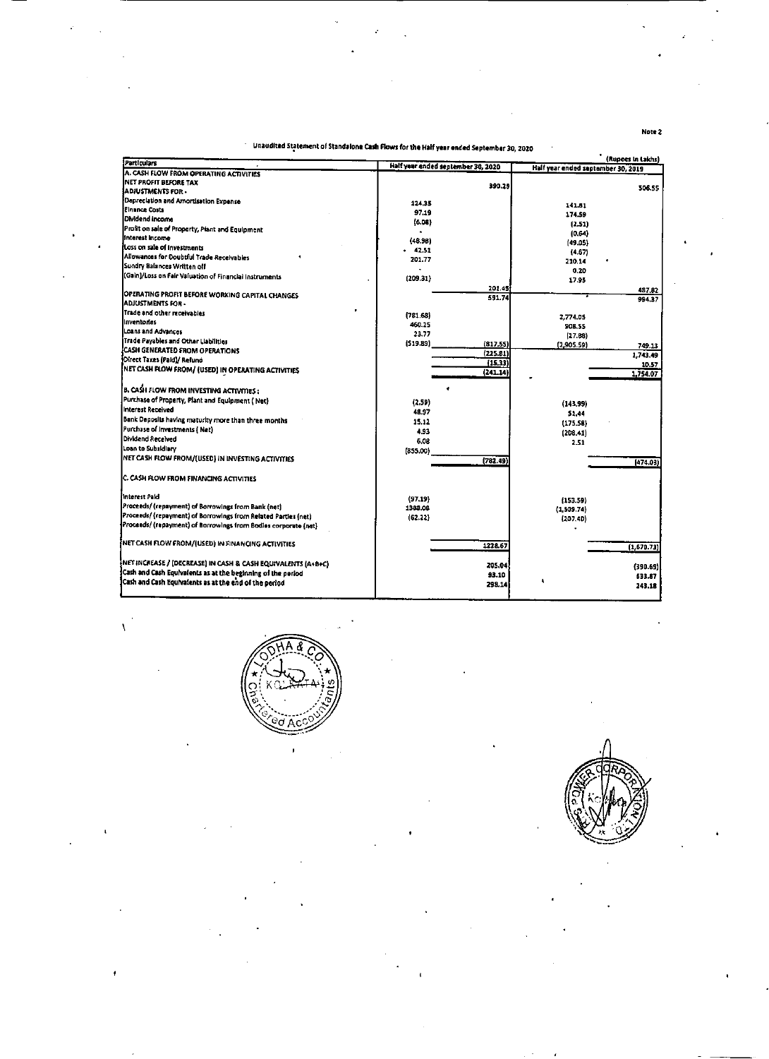Note 2

Unaudited Statement of Standalone Cash Flows for the Half year ended September 30, 2020

(Rupees in Lakhs)

| Particulars | Half year ended september 30, 2020 | | Half year ended september 30, 2019 | |
|---|---|---|---|---|
| A. CASH FLOW FROM OPERATING ACTIVITIES | | | | |
| NET PROFIT BEFORE TAX | | 390.29 | | 506.55 |
| ADJUSTMENTS FOR - | | | | |
| Depreciation and Amortisation Expense | 124.35 | | 141.81 | |
| Finance Costs | 97.19 | | 174.59 | |
| Dividend Income | (6.08) | | (2.51) | |
| Profit on sale of Property, Plant and Equipment | - | | (0.64) | |
| Interest Income | (48.98) | | (49.05) | |
| Loss on sale of Investments | 42.51 | | (4.67) | |
| Allowances for Doubtful Trade Receivables | 201.77 | | 210.14 | |
| Sundry Balances Written off | - | | 0.20 | |
| (Gain)/Loss on Fair Valuation of Financial Instruments | (209.31) | | 17.95 | |
| | | 201.45 | | 487.82 |
| OPERATING PROFIT BEFORE WORKING CAPITAL CHANGES | | 591.74 | | 994.37 |
| ADJUSTMENTS FOR - | | | | |
| Trade and other receivables | (781.68) | | 2,774.05 | |
| Inventories | 460.25 | | 908.55 | |
| Loans and Advances | 23.77 | | (27.88) | |
| Trade Payables and Other Liabilities | (519.89) | (817.55) | (2,905.59) | 749.13 |
| CASH GENERATED FROM OPERATIONS | | (225.81) | | 1,743.49 |
| Direct Taxes (Paid)/ Refund | | (15.33) | | 10.57 |
| NET CASH FLOW FROM/ (USED) IN OPERATING ACTIVITIES | | (241.14) | | 1,754.07 |
| B. CASH FLOW FROM INVESTING ACTIVITIES : | | | | |
| Purchase of Property, Plant and Equipment ( Net) | (2.59) | | (143.99) | |
| Interest Received | 48.97 | | 51.44 | |
| Bank Deposits having maturity more than three months | 15.12 | | (175.58) | |
| Purchase of Investments ( Net) | 4.93 | | (208.41) | |
| Dividend Received | 6.08 | | 2.51 | |
| Loan to Subsidiary | (855.00) | | | |
| NET CASH FLOW FROM/(USED) IN INVESTING ACTIVITIES | | (782.49) | | (474.03) |
| C. CASH FLOW FROM FINANCING ACTIVITIES | | | | |
| Interest Paid | (97.19) | | (153.59) | |
| Proceeds/ (repayment) of Borrowings from Bank (net) | 1388.08 | | (1,309.74) | |
| Proceeds/ (repayment) of Borrowings from Related Parties (net) | (62.22) | | (207.40) | |
| Proceeds/ (repayment) of Borrowings from Bodies corporate (net) | | | - | |
| NET CASH FLOW FROM/(USED) IN FINANCING ACTIVITIES | | 1228.67 | | (1,670.73) |
| NET INCREASE / (DECREASE) IN CASH & CASH EQUIVALENTS (A+B+C) | | 205.04 | | (390.69) |
| Cash and Cash Equivalents as at the beginning of the period | | 93.10 | | 633.87 |
| Cash and Cash Equivalents as at the end of the period | | 298.14 | | 243.18 |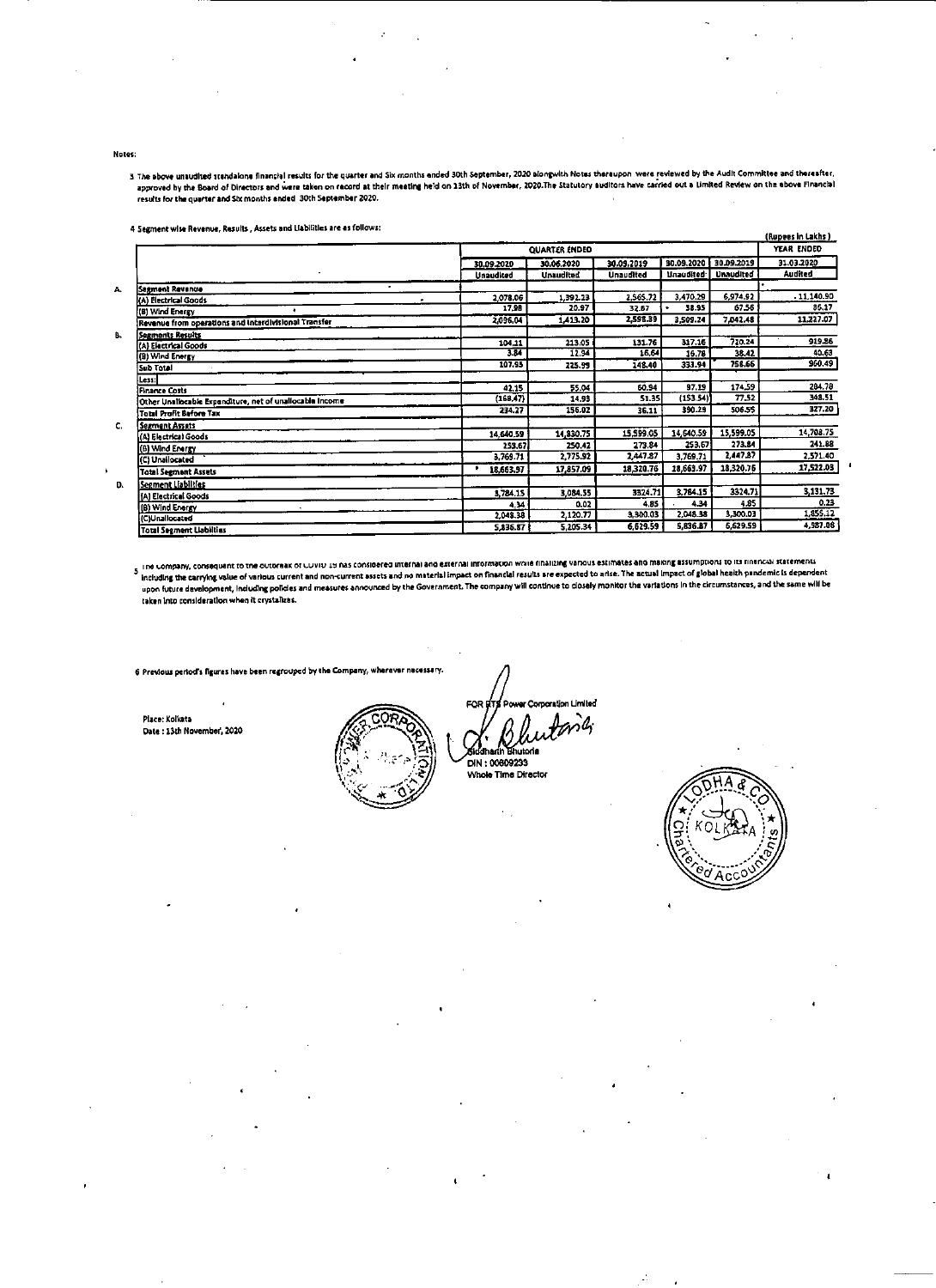Notes:

3 The above unaudited standalone financial results for the quarter and Six months ended 30th September, 2020 alongwith Notes thereupon were reviewed by the Audit Committee and thereafter, approved by the Board of Directors and were taken on record at their meeting held on 13th of November, 2020.The Statutory auditors have carried out a Limited Review on the above Financial results for the quarter and Six months ended 30th September 2020.

4 Segment wise Revenue, Results , Assets and Liabilities are as follows:

(Rupees in Lakhs)

| | | QUARTER ENDED | | | | | YEAR ENDED |
|---|---|---|---|---|---|---|---|
| | | 30.09.2020 | 30.06.2020 | 30.09.2019 | 30.09.2020 | 30.09.2019 | 31.03.2020 |
| | | Unaudited | Unaudited | Unaudited | Unaudited | Unaudited | Audited |
| A. | Segment Revenue | | | | | | |
| | (A) Electrical Goods | 2,078.06 | 1,392.23 | 2,565.72 | 3,470.29 | 6,974.92 | 11,140.90 |
| | (B) Wind Energy | 17.98 | 20.97 | 32.67 | 38.95 | 67.56 | 86.17 |
| | Revenue from operations and Interdivisional Transfer | 2,096.04 | 1,413.20 | 2,598.39 | 3,509.24 | 7,042.48 | 11,227.07 |
| B. | Segments Results | | | | | | |
| | (A) Electrical Goods | 104.11 | 213.05 | 131.76 | 317.16 | 720.24 | 919.86 |
| | (B) Wind Energy | 3.84 | 12.94 | 16.64 | 16.78 | 38.42 | 40.63 |
| | Sub Total | 107.95 | 225.99 | 148.40 | 333.94 | 758.66 | 960.49 |
| | Less: | | | | | | |
| | Finance Costs | 42.15 | 55.04 | 60.94 | 97.19 | 174.59 | 284.78 |
| | Other Unallocable Expenditure, net of unallocable income | (168.47) | 14.93 | 51.35 | (153.54) | 77.52 | 348.51 |
| | Total Profit Before Tax | 234.27 | 156.02 | 36.11 | 390.29 | 506.55 | 327.20 |
| C. | Segment Assets | | | | | | |
| | (A) Electrical Goods | 14,640.59 | 14,830.75 | 15,599.05 | 14,640.59 | 15,599.05 | 14,708.75 |
| | (B) Wind Energy | 253.67 | 250.42 | 273.84 | 253.67 | 273.84 | 241.88 |
| | (C) Unallocated | 3,769.71 | 2,775.92 | 2,447.87 | 3,769.71 | 2,447.87 | 2,571.40 |
| | Total Segment Assets | 18,663.97 | 17,857.09 | 18,320.76 | 18,663.97 | 18,320.76 | 17,522.03 |
| D. | Segment Liabilities | | | | | | |
| | (A) Electrical Goods | 3,784.15 | 3,084.55 | 3324.71 | 3,784.15 | 3324.71 | 3,131.73 |
| | (B) Wind Energy | 4.34 | 0.02 | 4.85 | 4.34 | 4.85 | 0.23 |
| | (C)Unallocated | 2,048.38 | 2,120.77 | 3,300.03 | 2,048.38 | 3,300.03 | 1,855.12 |
| | Total Segment Liabilities | 5,836.87 | 5,205.34 | 6,629.59 | 5,836.87 | 6,629.59 | 4,987.08 |

5 The Company, consequent to the outbreak of COVID 19 has considered internal and external information while finalizing various estimates and making assumptions to its financial statements including the carrying value of various current and non-current assets and no material impact on financial results are expected to arise. The actual impact of global health pandemic is dependent upon future development, including policies and measures announced by the Government. The company will continue to closely monitor the variations in the circumstances, and the same will be taken into consideration when it crystalizes.

6 Previous period's figures have been regrouped by the Company, wherever necessary.

Place: Kolkata
Date : 13th November, 2020

FOR RTS Power Corporation Limited

Siddharth Bhutoria
DIN : 00609233
Whole Time Director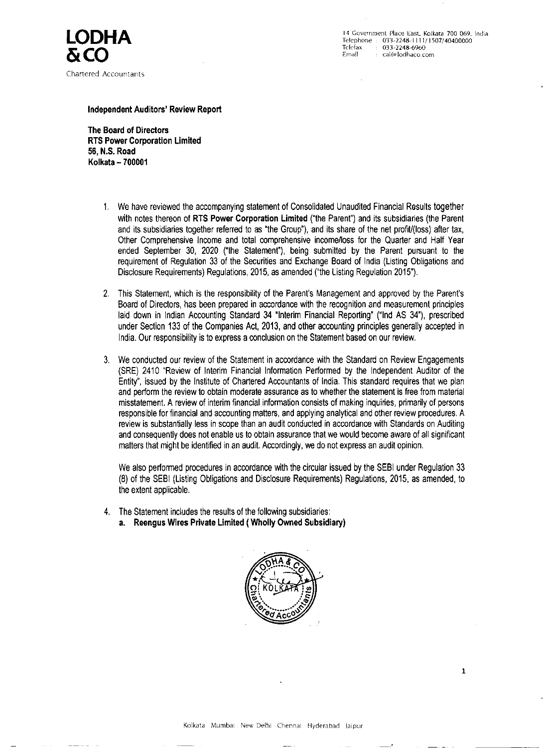**LODHA & CO**

Chartered Accountants

14 Government Place East, Kolkata 700 069, India
Telephone : 033-2248-1111/1507/40400000
Telefax : 033-2248-6960
Email : cal@lodhaco.com

**Independent Auditors' Review Report**

**The Board of Directors**
**RTS Power Corporation Limited**
**56, N.S. Road**
**Kolkata – 700001**

1. We have reviewed the accompanying statement of Consolidated Unaudited Financial Results together with notes thereon of **RTS Power Corporation Limited** ("the Parent") and its subsidiaries (the Parent and its subsidiaries together referred to as "the Group"), and its share of the net profit/(loss) after tax, Other Comprehensive Income and total comprehensive income/loss for the Quarter and Half Year ended September 30, 2020 ("the Statement"), being submitted by the Parent pursuant to the requirement of Regulation 33 of the Securities and Exchange Board of India (Listing Obligations and Disclosure Requirements) Regulations, 2015, as amended ("the Listing Regulation 2015").

2. This Statement, which is the responsibility of the Parent's Management and approved by the Parent's Board of Directors, has been prepared in accordance with the recognition and measurement principles laid down in Indian Accounting Standard 34 "Interim Financial Reporting" ("Ind AS 34"), prescribed under Section 133 of the Companies Act, 2013, and other accounting principles generally accepted in India. Our responsibility is to express a conclusion on the Statement based on our review.

3. We conducted our review of the Statement in accordance with the Standard on Review Engagements (SRE) 2410 "Review of Interim Financial Information Performed by the Independent Auditor of the Entity", issued by the Institute of Chartered Accountants of India. This standard requires that we plan and perform the review to obtain moderate assurance as to whether the statement is free from material misstatement. A review of interim financial information consists of making inquiries, primarily of persons responsible for financial and accounting matters, and applying analytical and other review procedures. A review is substantially less in scope than an audit conducted in accordance with Standards on Auditing and consequently does not enable us to obtain assurance that we would become aware of all significant matters that might be identified in an audit. Accordingly, we do not express an audit opinion.

   We also performed procedures in accordance with the circular issued by the SEBI under Regulation 33 (8) of the SEBI (Listing Obligations and Disclosure Requirements) Regulations, 2015, as amended, to the extent applicable.

4. The Statement includes the results of the following subsidiaries:
   a. **Reengus Wires Private Limited ( Wholly Owned Subsidiary)**

Kolkata Mumbai New Delhi Chennai Hyderabad Jaipur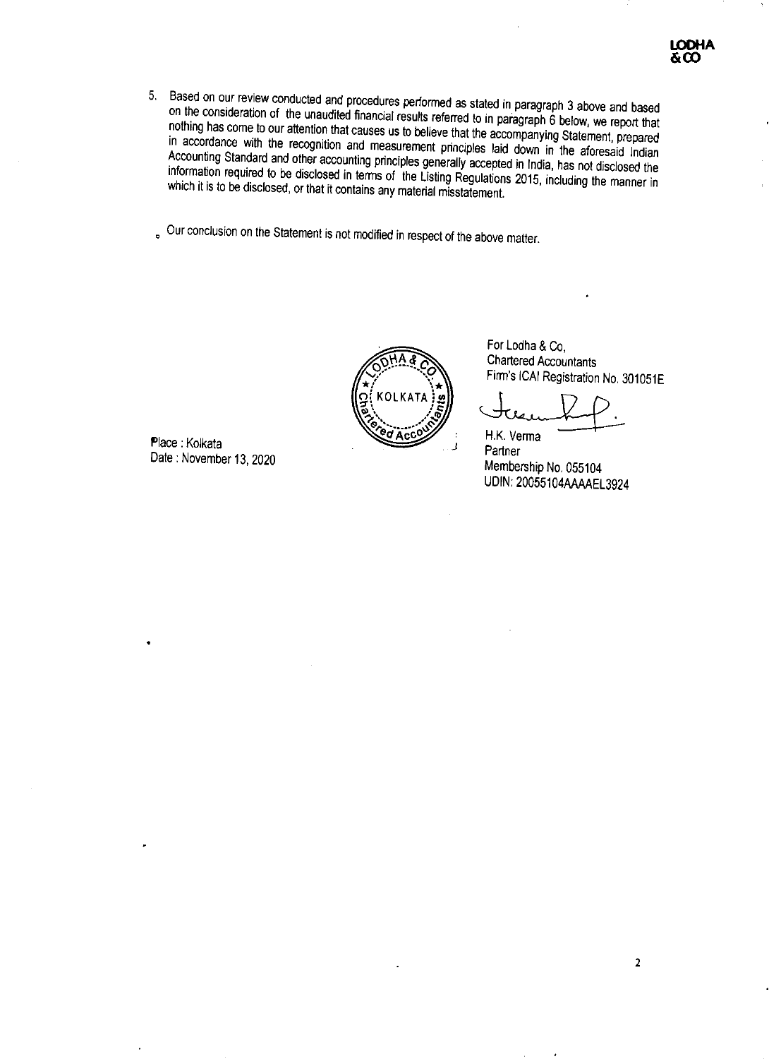5. Based on our review conducted and procedures performed as stated in paragraph 3 above and based on the consideration of the unaudited financial results referred to in paragraph 6 below, we report that nothing has come to our attention that causes us to believe that the accompanying Statement, prepared in accordance with the recognition and measurement principles laid down in the aforesaid Indian Accounting Standard and other accounting principles generally accepted in India, has not disclosed the information required to be disclosed in terms of the Listing Regulations 2015, including the manner in which it is to be disclosed, or that it contains any material misstatement.

Our conclusion on the Statement is not modified in respect of the above matter.

For Lodha & Co,
Chartered Accountants
Firm's ICAI Registration No. 301051E

H.K. Verma
Partner
Membership No. 055104
UDIN: 20055104AAAAEL3924

Place : Kolkata
Date : November 13, 2020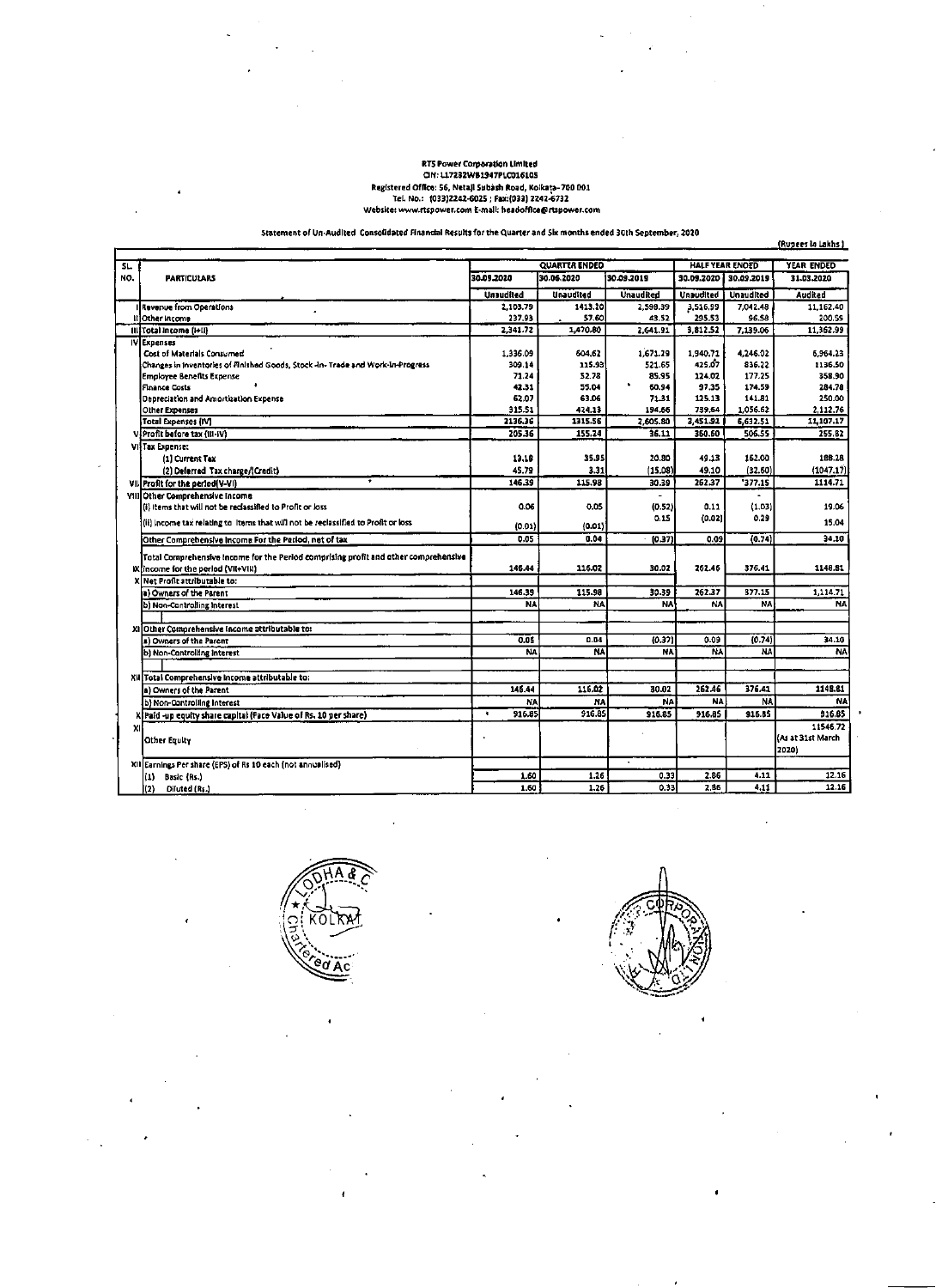**RTS Power Corporation Limited**
**CIN: L17232WB1947PLC016105**
**Registered Office: 56, Netaji Subash Road, Kolkata- 700 001**
**Tel. No.: (033)2242-6025 ; Fax:(033) 2242-6732**
**Website: www.rtspower.com E-mail: headoffice@rtspower.com**

**Statement of Un-Audited Consolidated Financial Results for the Quarter and Six months ended 30th September, 2020**

(Rupees in Lakhs)

| SL. NO. | PARTICULARS | QUARTER ENDED | | | HALF YEAR ENDED | | YEAR ENDED |
|---|---|---|---|---|---|---|---|
| | | 30.09.2020 | 30.06.2020 | 30.09.2019 | 30.09.2020 | 30.09.2019 | 31.03.2020 |
| | | Unaudited | Unaudited | Unaudited | Unaudited | Unaudited | Audited |
| I | Revenue from Operations | 2,103.79 | 1413.20 | 2,598.39 | 3,516.99 | 7,042.48 | 11,162.40 |
| II | Other Income | 237.93 | 57.60 | 43.52 | 295.53 | 96.58 | 200.59 |
| III | Total Income (I+II) | 2,341.72 | 1,470.80 | 2,641.91 | 3,812.52 | 7,139.06 | 11,362.99 |
| IV | Expenses | | | | | | |
| | Cost of Materials Consumed | 1,336.09 | 604.62 | 1,671.29 | 1,940.71 | 4,246.02 | 6,964.23 |
| | Changes in Inventories of Finished Goods, Stock -in- Trade and Work-in-Progress | 309.14 | 115.93 | 521.65 | 425.07 | 836.22 | 1136.50 |
| | Employee Benefits Expense | 71.24 | 52.78 | 85.95 | 124.02 | 177.25 | 358.90 |
| | Finance Costs | 42.31 | 55.04 | 60.94 | 97.35 | 174.59 | 284.78 |
| | Depreciation and Amortization Expense | 62.07 | 63.06 | 71.31 | 125.13 | 141.81 | 250.00 |
| | Other Expenses | 315.51 | 424.13 | 194.66 | 739.64 | 1,056.62 | 2,112.76 |
| | Total Expenses (IV) | 2136.36 | 1315.56 | 2,605.80 | 3,451.92 | 6,632.51 | 11,107.17 |
| V | Profit before tax (III-IV) | 205.36 | 155.24 | 36.11 | 360.60 | 506.55 | 255.82 |
| VI | Tax Expense: | | | | | | |
| | (1) Current Tax | 13.18 | 35.95 | 20.80 | 49.13 | 162.00 | 188.28 |
| | (2) Deferred Tax charge/(Credit) | 45.79 | 3.31 | (15.08) | 49.10 | (32.60) | (1047.17) |
| VII | Profit for the period(V-VI) | 146.39 | 115.98 | 30.39 | 262.37 | 377.15 | 1114.71 |
| VIII | Other Comprehensive Income | | | - | | - | |
| | (i) Items that will not be reclassified to Profit or loss | 0.06 | 0.05 | (0.52) | 0.11 | (1.03) | 19.06 |
| | (ii) Income tax relating to items that will not be reclassified to Profit or loss | (0.01) | (0.01) | 0.15 | (0.02) | 0.29 | 15.04 |
| | Other Comprehensive Income For the Period, net of tax | 0.05 | 0.04 | (0.37) | 0.09 | (0.74) | 34.10 |
| IX | Total Comprehensive Income for the Period comprising profit and other comprehensive income for the period (VII+VIII) | 146.44 | 116.02 | 30.02 | 262.46 | 376.41 | 1148.81 |
| X | Net Profit attributable to: | | | | | | |
| | a) Owners of the Parent | 146.39 | 115.98 | 30.39 | 262.37 | 377.15 | 1,114.71 |
| | b) Non-Controlling Interest | NA | NA | NA | NA | NA | NA |
| XI | Other Comprehensive Income attributable to: | | | | | | |
| | a) Owners of the Parent | 0.05 | 0.04 | (0.37) | 0.09 | (0.74) | 34.10 |
| | b) Non-Controlling Interest | NA | NA | NA | NA | NA | NA |
| XII | Total Comprehensive Income attributable to: | | | | | | |
| | a) Owners of the Parent | 146.44 | 116.02 | 30.02 | 262.46 | 376.41 | 1148.81 |
| | b) Non-Controlling Interest | NA | NA | NA | NA | NA | NA |
| X | Paid -up equity share capital (Face Value of Rs. 10 per share) | 916.85 | 916.85 | 916.85 | 916.85 | 916.85 | 916.85 |
| XI | Other Equity | | | | | | 11546.72 (As at 31st March 2020) |
| XII | Earnings Per share (EPS) of Rs 10 each (not annualised) | | | | | | |
| | (1) Basic (Rs.) | 1.60 | 1.26 | 0.33 | 2.86 | 4.11 | 12.16 |
| | (2) Diluted (Rs.) | 1.60 | 1.26 | 0.33 | 2.86 | 4.11 | 12.16 |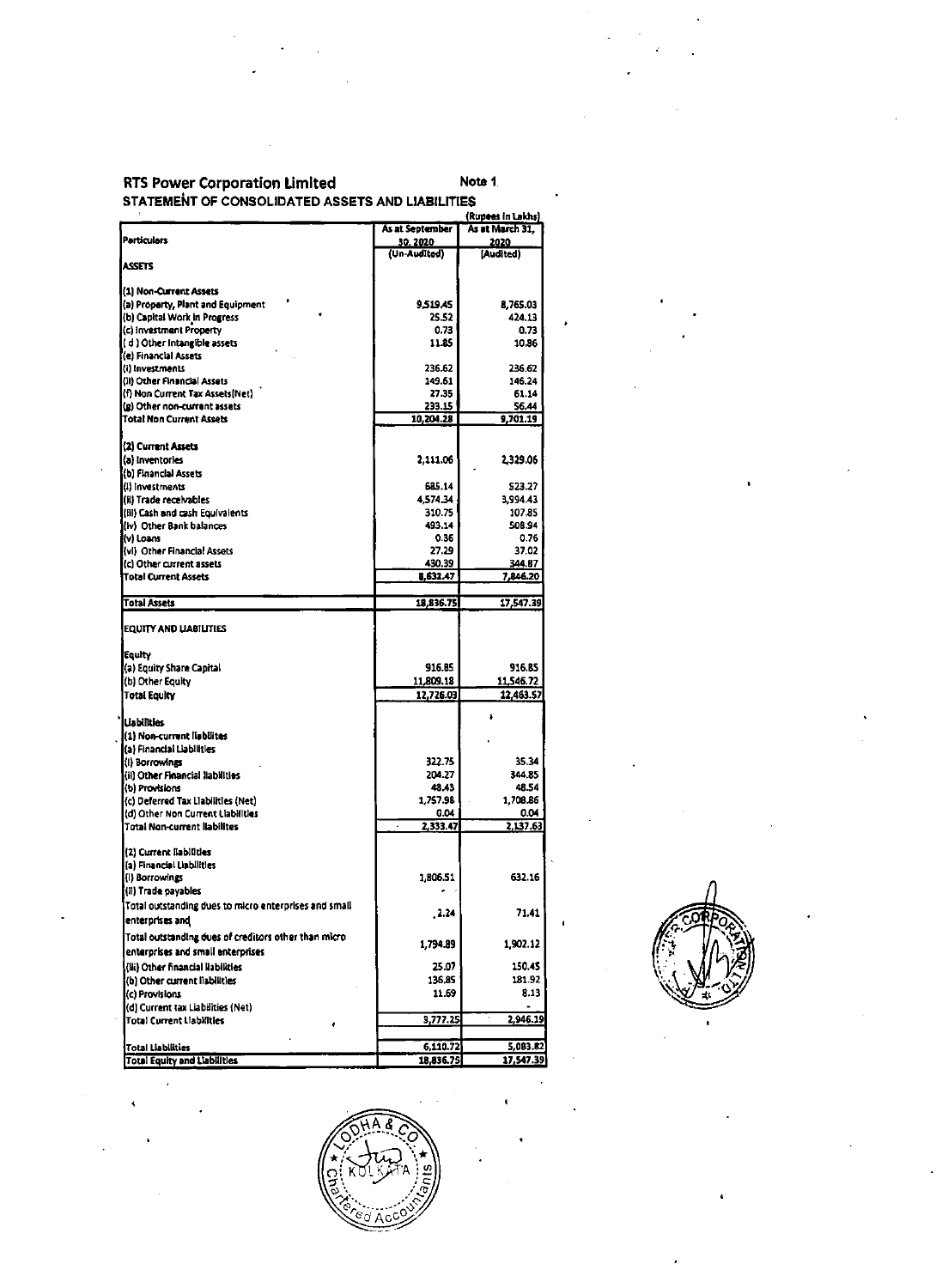## RTS Power Corporation Limited

Note 1

### STATEMENT OF CONSOLIDATED ASSETS AND LIABILITIES

(Rupees in Lakhs)

| Particulars | As at September 30, 2020 (Un-Audited) | As at March 31, 2020 (Audited) |
|---|---|---|
| **ASSETS** | | |
| **(1) Non-Current Assets** | | |
| (a) Property, Plant and Equipment | 9,519.45 | 8,765.03 |
| (b) Capital Work in Progress | 25.52 | 424.13 |
| (c) Investment Property | 0.73 | 0.73 |
| ( d ) Other Intangible assets | 11.85 | 10.86 |
| (e) Financial Assets | | |
| (i) Investments | 236.62 | 236.62 |
| (ii) Other Financial Assets | 149.61 | 146.24 |
| (f) Non Current Tax Assets(Net) | 27.35 | 61.14 |
| (g) Other non-current assets | 233.15 | 56.44 |
| **Total Non Current Assets** | 10,204.28 | 9,701.19 |
| **(2) Current Assets** | | |
| (a) Inventories | 2,111.06 | 2,329.06 |
| (b) Financial Assets | | |
| (i) Investments | 685.14 | 523.27 |
| (ii) Trade receivables | 4,574.34 | 3,994.43 |
| (iii) Cash and cash Equivalents | 310.75 | 107.85 |
| (iv) Other Bank balances | 493.14 | 508.94 |
| (v) Loans | 0.36 | 0.76 |
| (vi) Other Financial Assets | 27.29 | 37.02 |
| (c) Other current assets | 430.39 | 344.87 |
| **Total Current Assets** | 8,632.47 | 7,846.20 |
| **Total Assets** | 18,836.75 | 17,547.39 |
| **EQUITY AND LIABILITIES** | | |
| **Equity** | | |
| (a) Equity Share Capital | 916.85 | 916.85 |
| (b) Other Equity | 11,809.18 | 11,546.72 |
| **Total Equity** | 12,726.03 | 12,463.57 |
| **Liabilities** | | |
| **(1) Non-current liabilites** | | |
| (a) Financial Liabilities | | |
| (i) Borrowings | 322.75 | 35.34 |
| (ii) Other Financial liabilities | 204.27 | 344.85 |
| (b) Provisions | 48.43 | 48.54 |
| (c) Deferred Tax Liabilities (Net) | 1,757.98 | 1,708.86 |
| (d) Other Non Current Liabilities | 0.04 | 0.04 |
| **Total Non-current liabilites** | 2,333.47 | 2,137.63 |
| **(2) Current liabilities** | | |
| (a) Financial Liabilities | | |
| (i) Borrowings | 1,806.51 | 632.16 |
| (ii) Trade payables | | |
| Total outstanding dues to micro enterprises and small enterprises and | 2.24 | 71.41 |
| Total outstanding dues of creditors other than micro enterprises and small enterprises | 1,794.89 | 1,902.12 |
| (iii) Other Financial liabilities | 25.07 | 150.45 |
| (b) Other current liabilities | 136.85 | 181.92 |
| (c) Provisions | 11.69 | 8.13 |
| (d) Current tax Liabilities (Net) | - | - |
| **Total Current Liabilities** | 3,777.25 | 2,946.19 |
| **Total Liabilities** | 6,110.72 | 5,083.82 |
| **Total Equity and Liabilities** | 18,836.75 | 17,547.39 |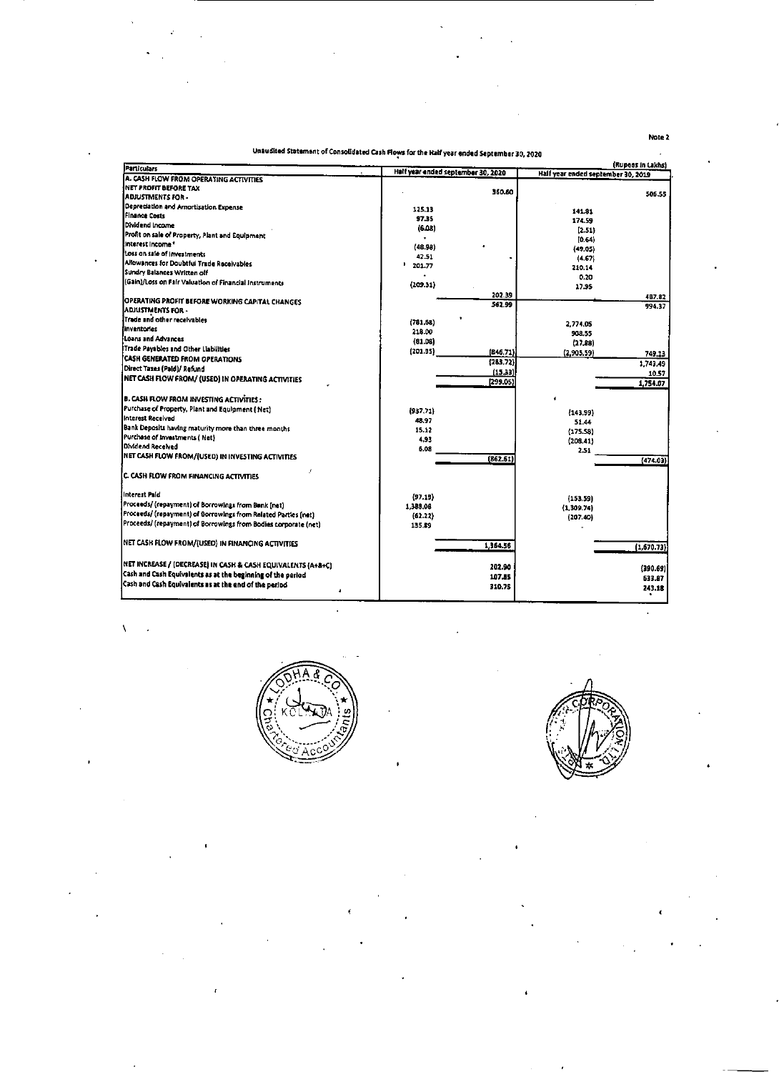Note 2

Unaudited Statement of Consolidated Cash Flows for the Half year ended September 30, 2020

(Rupees in Lakhs)

| Particulars | Half year ended september 30, 2020 | | Half year ended september 30, 2019 | |
|---|---|---|---|---|
| **A. CASH FLOW FROM OPERATING ACTIVITIES** | | | | |
| **NET PROFIT BEFORE TAX** | | 360.60 | | 506.55 |
| **ADJUSTMENTS FOR -** | | | | |
| Depreciation and Amortisation Expense | 125.13 | | 141.81 | |
| Finance Costs | 97.35 | | 174.59 | |
| Dividend Income | (6.08) | | (2.51) | |
| Profit on sale of Property, Plant and Equipment | - | | (0.64) | |
| Interest Income | (48.98) | | (49.05) | |
| Loss on sale of investments | 42.51 | | (4.67) | |
| Allowances for Doubtful Trade Receivables | 201.77 | | 210.14 | |
| Sundry Balances Written off | - | | 0.20 | |
| (Gain)/Loss on Fair Valuation of Financial Instruments | (209.31) | | 17.95 | |
| | | 202.39 | | 487.82 |
| **OPERATING PROFIT BEFORE WORKING CAPITAL CHANGES** | | 562.99 | | 994.37 |
| **ADJUSTMENTS FOR -** | | | | |
| Trade and other receivables | (781.58) | | 2,774.05 | |
| Inventories | 218.00 | | 908.55 | |
| Loans and Advances | (81.08) | | (27.88) | |
| Trade Payables and Other Liabilities | (201.35) | (846.71) | (2,905.59) | 749.13 |
| **CASH GENERATED FROM OPERATIONS** | | (283.72) | | 1,743.49 |
| Direct Taxes (Paid)/ Refund | | (15.33) | | 10.57 |
| **NET CASH FLOW FROM/ (USED) IN OPERATING ACTIVITIES** | | (299.05) | | 1,754.07 |
| **B. CASH FLOW FROM INVESTING ACTIVITIES :** | | | | |
| Purchase of Property, Plant and Equipment ( Net) | (937.71) | | (143.99) | |
| Interest Received | 48.97 | | 51.44 | |
| Bank Deposits having maturity more than three months | 15.12 | | (175.58) | |
| Purchase of Investments ( Net) | 4.93 | | (208.41) | |
| Dividend Received | 6.08 | | 2.51 | |
| **NET CASH FLOW FROM/(USED) IN INVESTING ACTIVITIES** | | (862.61) | | (474.03) |
| **C. CASH FLOW FROM FINANCING ACTIVITIES** | | | | |
| Interest Paid | (97.19) | | (153.59) | |
| Proceeds/ (repayment) of Borrowings from Bank (net) | 1,388.08 | | (1,309.74) | |
| Proceeds/ (repayment) of Borrowings from Related Parties (net) | (62.22) | | (207.40) | |
| Proceeds/ (repayment) of Borrowings from Bodies corporate (net) | 135.89 | | - | |
| **NET CASH FLOW FROM/(USED) IN FINANCING ACTIVITIES** | | 1,364.56 | | (1,670.73) |
| **NET INCREASE / (DECREASE) IN CASH & CASH EQUIVALENTS (A+B+C)** | | 202.90 | | (390.69) |
| Cash and Cash Equivalents as at the beginning of the period | | 107.85 | | 633.87 |
| Cash and Cash Equivalents as at the end of the period | | 310.75 | | 243.18 |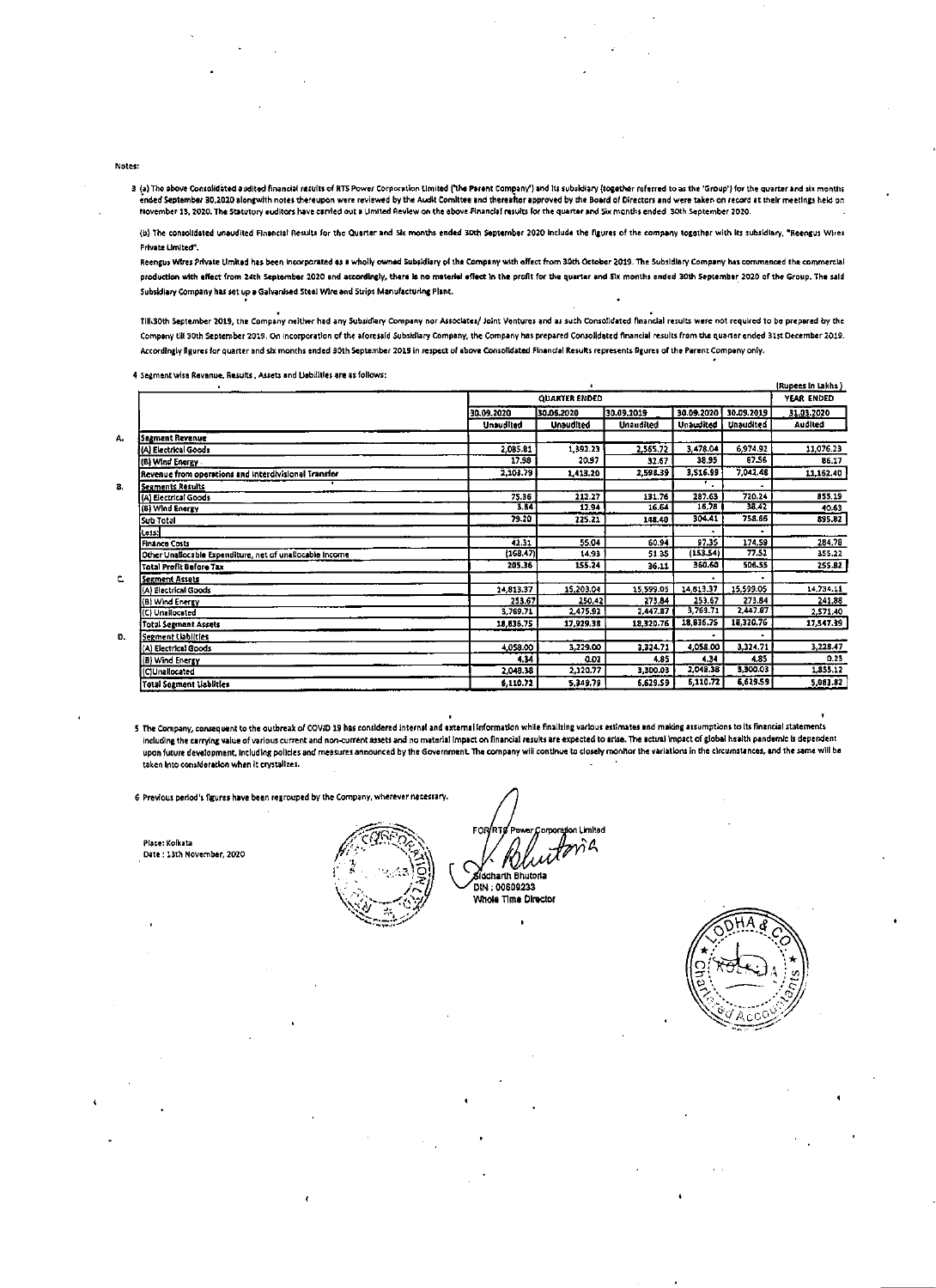Notes:

3 (a) The above Consolidated audited financial results of RTS Power Corporation Limited ('the Parent Company') and its subsidiary (together referred to as the 'Group') for the quarter and six months ended September 30,2020 alongwith notes thereupon were reviewed by the Audit Comittee and thereafter approved by the Board of Directors and were taken on record at their meetings held on November 13, 2020. The Statutory auditors have carried out a Limited Review on the above Financial results for the quarter and Six months ended 30th September 2020.

(b) The consolidated unaudited Financial Results for the Quarter and Six months ended 30th September 2020 include the figures of the company together with its subsidiary, "Reengus Wires Private Limited".

Reengus Wires Private Limited has been incorporated as a wholly owned Subsidiary of the Company with effect from 30th October 2019. The Subsidiary Company has commenced the commercial production with effect from 24th September 2020 and accordingly, there is no material effect in the profit for the quarter and Six months ended 30th September 2020 of the Group. The said Subsidiary Company has set up a Galvanised Steel Wire and Strips Manufacturing Plant.

Till 30th September 2019, the Company neither had any Subsidiary Company nor Associates/ Joint Ventures and as such Consolidated financial results were not required to be prepared by the Company till 30th September 2019. On incorporation of the aforesaid Subsidiary Company, the Company has prepared Consolidated financial results from the quarter ended 31st December 2019. Accordingly figures for quarter and six months ended 30th September 2019 in respect of above Consolidated Financial Results represents figures of the Parent Company only.

4 Segment wise Revenue, Results , Assets and Liabilities are as follows:

(Rupees in Lakhs)

| | | QUARTER ENDED | | | | | YEAR ENDED |
|---|---|---|---|---|---|---|---|
| | | 30.09.2020 | 30.06.2020 | 30.09.2019 | 30.09.2020 | 30.09.2019 | 31.03.2020 |
| | | Unaudited | Unaudited | Unaudited | Unaudited | Unaudited | Audited |
| A. | **Segment Revenue** | | | | | | |
| | (A) Electrical Goods | 2,085.81 | 1,392.23 | 2,565.72 | 3,478.04 | 6,974.92 | 11,076.23 |
| | (B) Wind Energy | 17.98 | 20.97 | 32.67 | 38.95 | 67.56 | 86.17 |
| | **Revenue from operations and interdivisional Transfer** | 2,103.79 | 1,413.20 | 2,598.39 | 3,516.99 | 7,042.48 | 11,162.40 |
| B. | **Segments Results** | | | | | | |
| | (A) Electrical Goods | 75.36 | 212.27 | 131.76 | 287.63 | 720.24 | 855.19 |
| | (B) Wind Energy | 3.84 | 12.94 | 16.64 | 16.78 | 38.42 | 40.63 |
| | Sub Total | 79.20 | 225.21 | 148.40 | 304.41 | 758.66 | 895.82 |
| | Less: | | | | | | |
| | Finance Costs | 42.31 | 55.04 | 60.94 | 97.35 | 174.59 | 284.78 |
| | Other Unallocable Expenditure, net of unallocable income | (168.47) | 14.93 | 51.35 | (153.54) | 77.52 | 355.22 |
| | **Total Profit Before Tax** | 205.36 | 155.24 | 36.11 | 360.60 | 506.55 | 255.82 |
| C. | **Segment Assets** | | | | | | |
| | (A) Electrical Goods | 14,813.37 | 15,203.04 | 15,599.05 | 14,813.37 | 15,599.05 | 14,734.11 |
| | (B) Wind Energy | 253.67 | 250.42 | 273.84 | 253.67 | 273.84 | 241.88 |
| | (C) Unallocated | 3,769.71 | 2,475.92 | 2,447.87 | 3,769.71 | 2,447.87 | 2,571.40 |
| | **Total Segment Assets** | 18,836.75 | 17,929.38 | 18,320.76 | 18,836.75 | 18,320.76 | 17,547.39 |
| D. | **Segment Liabilities** | | | | | | |
| | (A) Electrical Goods | 4,058.00 | 3,229.00 | 3,324.71 | 4,058.00 | 3,324.71 | 3,228.47 |
| | (B) Wind Energy | 4.34 | 0.02 | 4.85 | 4.34 | 4.85 | 0.23 |
| | (C)Unallocated | 2,048.38 | 2,120.77 | 3,300.03 | 2,048.38 | 3,300.03 | 1,855.12 |
| | **Total Segment Liabilities** | 6,110.72 | 5,349.79 | 6,629.59 | 6,110.72 | 6,629.59 | 5,083.82 |

5 The Company, consequent to the outbreak of COVID 19 has considered internal and external information while finalizing various estimates and making assumptions to its financial statements including the carrying value of various current and non-current assets and no material impact on financial results are expected to arise. The actual impact of global health pandemic is dependent upon future development, including policies and measures announced by the Government. The company will continue to closely monitor the variations in the circumstances, and the same will be taken into consideration when it crystallizes.

6 Previous period's figures have been regrouped by the Company, wherever necessary.

Place: Kolkata
Date : 13th November, 2020

FOR RTS Power Corporation Limited

Siddharth Bhutoria
DIN : 00609233
Whole Time Director